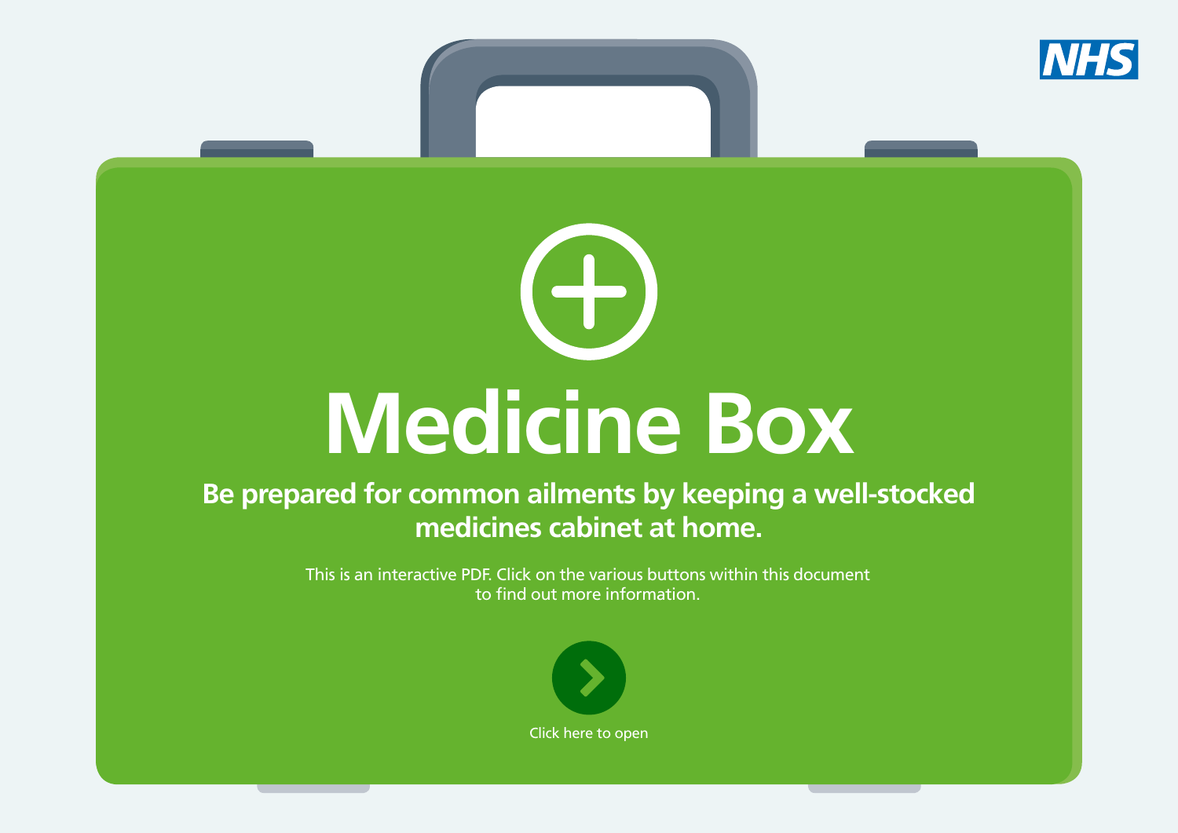NHS

# Medicine Box

**Be prepared for common ailments by keeping a well-stocked medicines cabinet at home.**

This is an interactive PDF. Click on the various buttons within this document to find out more information.

Click here to open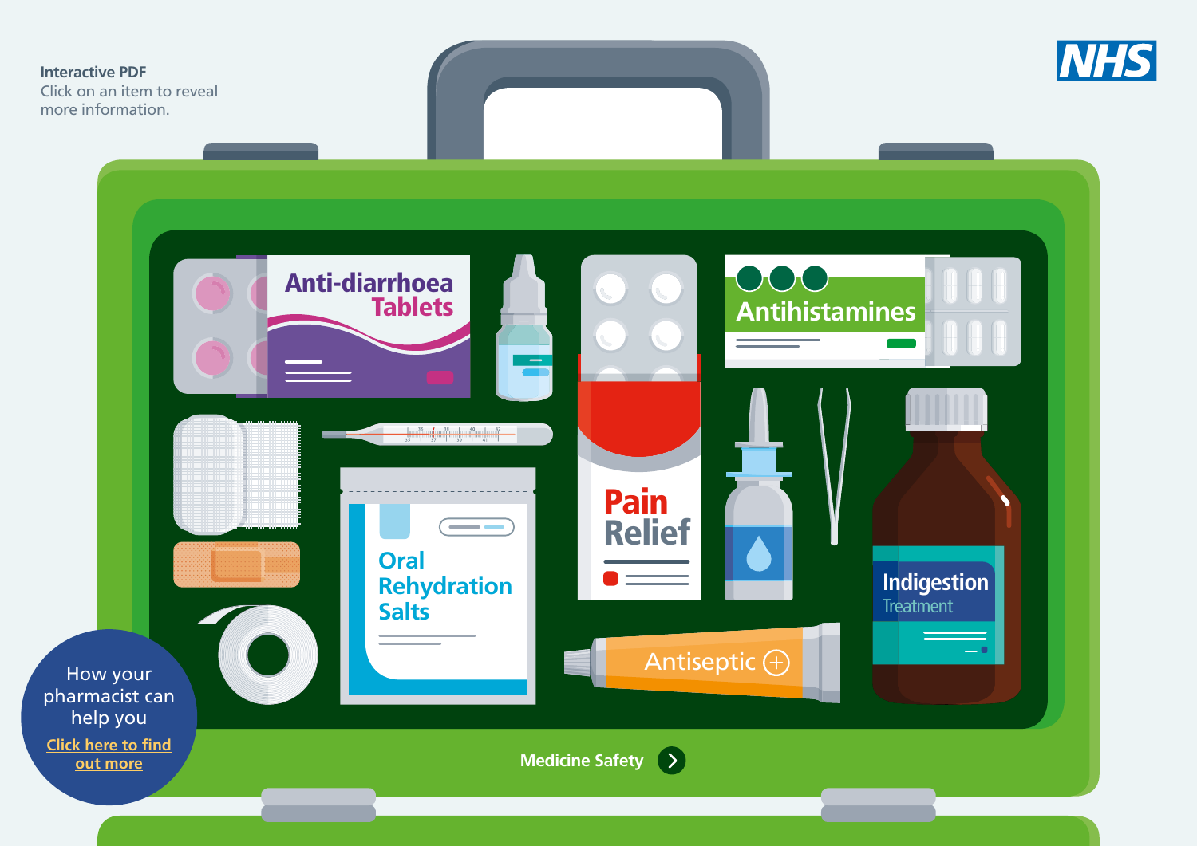Interactive PDF
Click on an item to reveal more information.

NHS

Anti-diarrhoea Tablets

Antihistamines

Pain Relief

Oral Rehydration Salts

Indigestion Treatment

Antiseptic

How your pharmacist can help you

Click here to find out more

Medicine Safety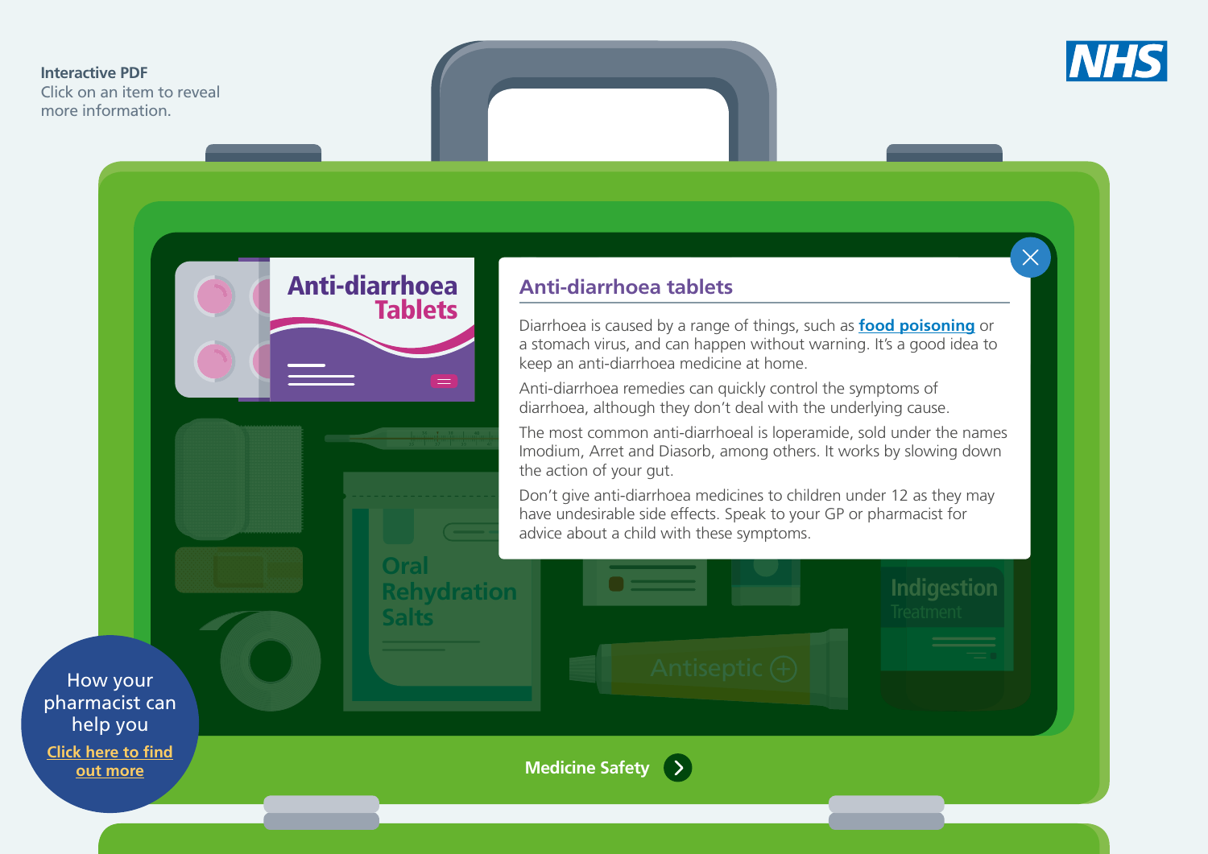Interactive PDF
Click on an item to reveal more information.

## Anti-diarrhoea tablets

Diarrhoea is caused by a range of things, such as **food poisoning** or a stomach virus, and can happen without warning. It's a good idea to keep an anti-diarrhoea medicine at home.

Anti-diarrhoea remedies can quickly control the symptoms of diarrhoea, although they don't deal with the underlying cause.

The most common anti-diarrhoeal is loperamide, sold under the names Imodium, Arret and Diasorb, among others. It works by slowing down the action of your gut.

Don't give anti-diarrhoea medicines to children under 12 as they may have undesirable side effects. Speak to your GP or pharmacist for advice about a child with these symptoms.

How your pharmacist can help you
Click here to find out more

Medicine Safety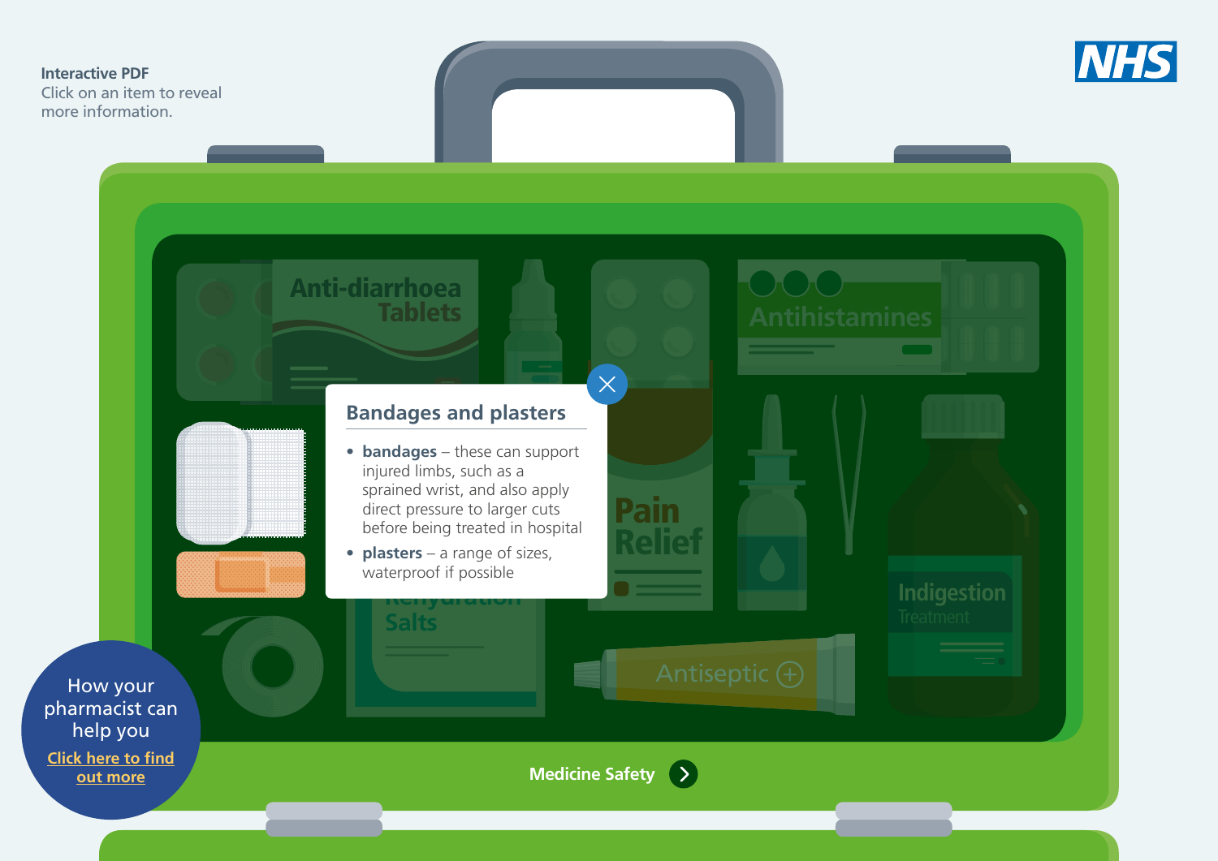Interactive PDF
Click on an item to reveal more information.

## Bandages and plasters

- **bandages** – these can support injured limbs, such as a sprained wrist, and also apply direct pressure to larger cuts before being treated in hospital
- **plasters** – a range of sizes, waterproof if possible

How your pharmacist can help you
Click here to find out more

Medicine Safety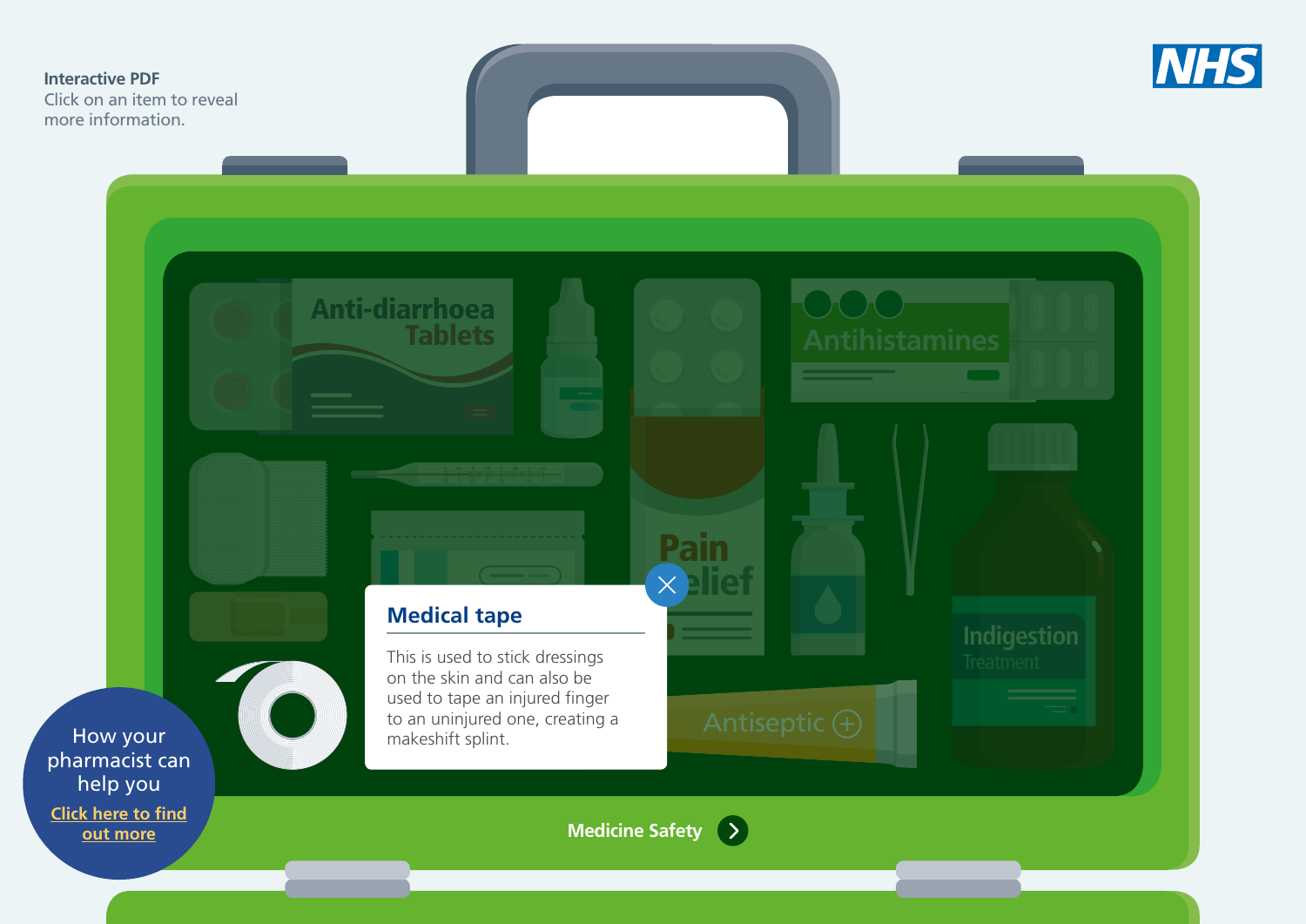**Interactive PDF**
Click on an item to reveal more information.

## Medical tape

This is used to stick dressings on the skin and can also be used to tape an injured finger to an uninjured one, creating a makeshift splint.

Anti-diarrhoea Tablets

Antihistamines

Pain Relief

Indigestion Treatment

Antiseptic

How your pharmacist can help you

Click here to find out more

Medicine Safety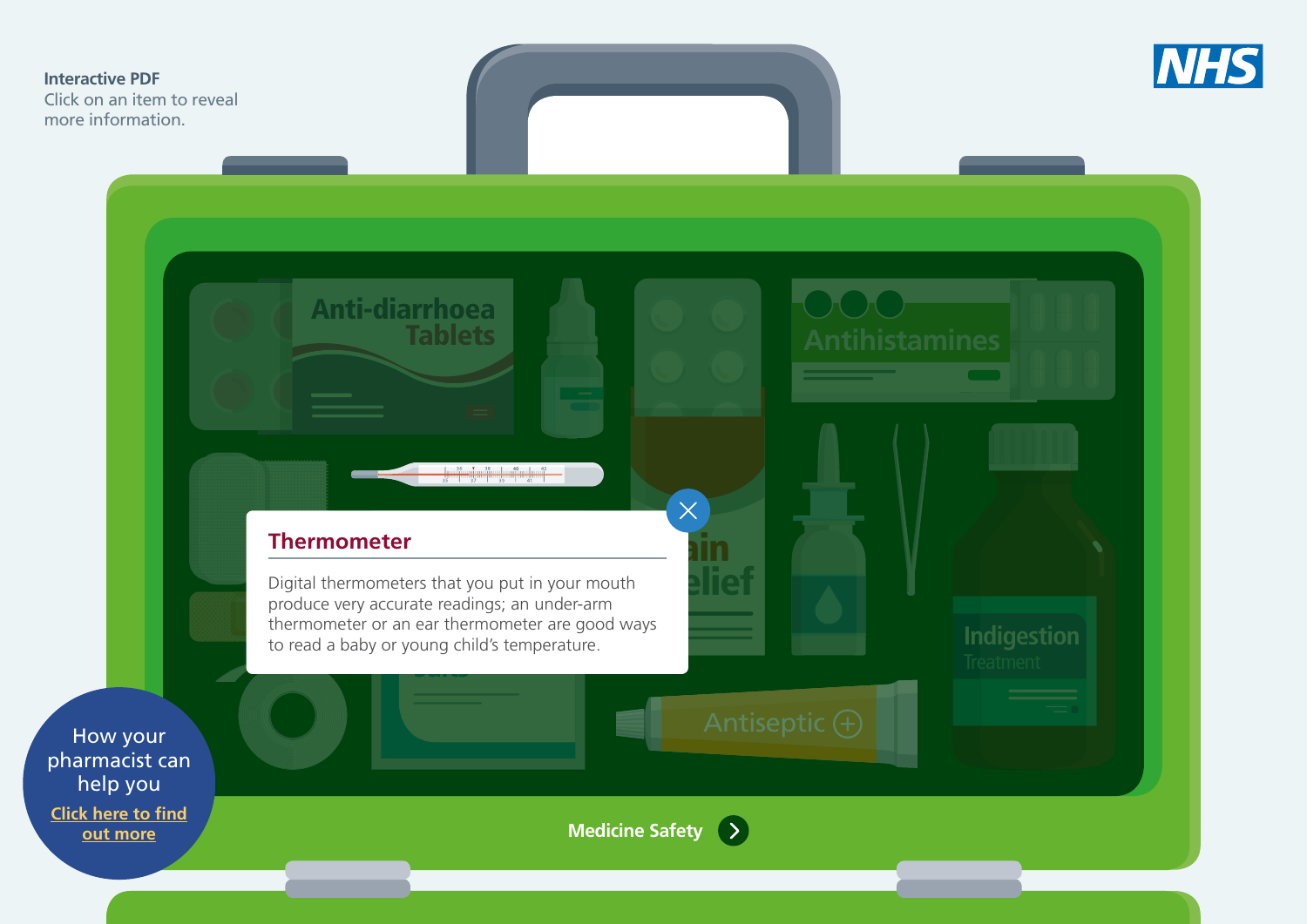**Interactive PDF**
Click on an item to reveal more information.

## Thermometer

Digital thermometers that you put in your mouth produce very accurate readings; an under-arm thermometer or an ear thermometer are good ways to read a baby or young child's temperature.

How your pharmacist can help you
Click here to find out more

Medicine Safety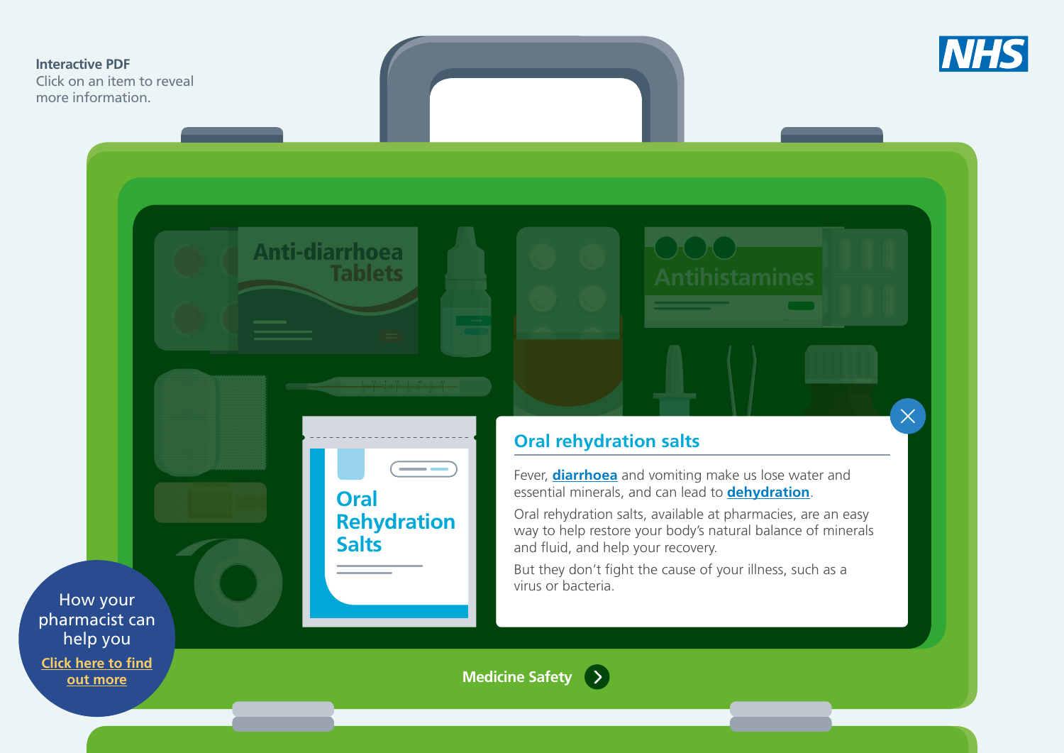**Interactive PDF**
Click on an item to reveal more information.

## Oral rehydration salts

Fever, **diarrhoea** and vomiting make us lose water and essential minerals, and can lead to **dehydration**.

Oral rehydration salts, available at pharmacies, are an easy way to help restore your body's natural balance of minerals and fluid, and help your recovery.

But they don't fight the cause of your illness, such as a virus or bacteria.

How your pharmacist can help you
Click here to find out more

Medicine Safety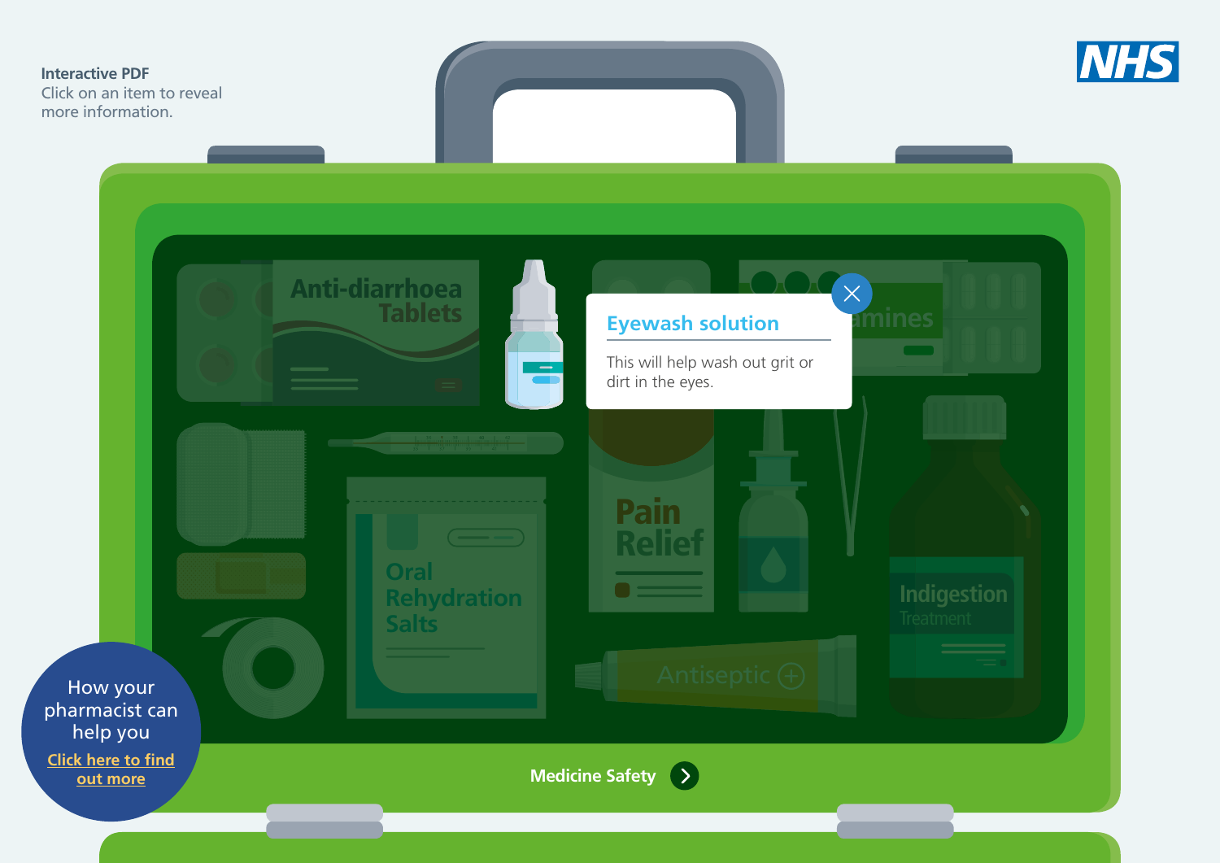Interactive PDF
Click on an item to reveal more information.

## Eyewash solution

This will help wash out grit or dirt in the eyes.

Anti-diarrhoea Tablets

Pain Relief

Oral Rehydration Salts

Indigestion Treatment

Antiseptic

How your pharmacist can help you
Click here to find out more

Medicine Safety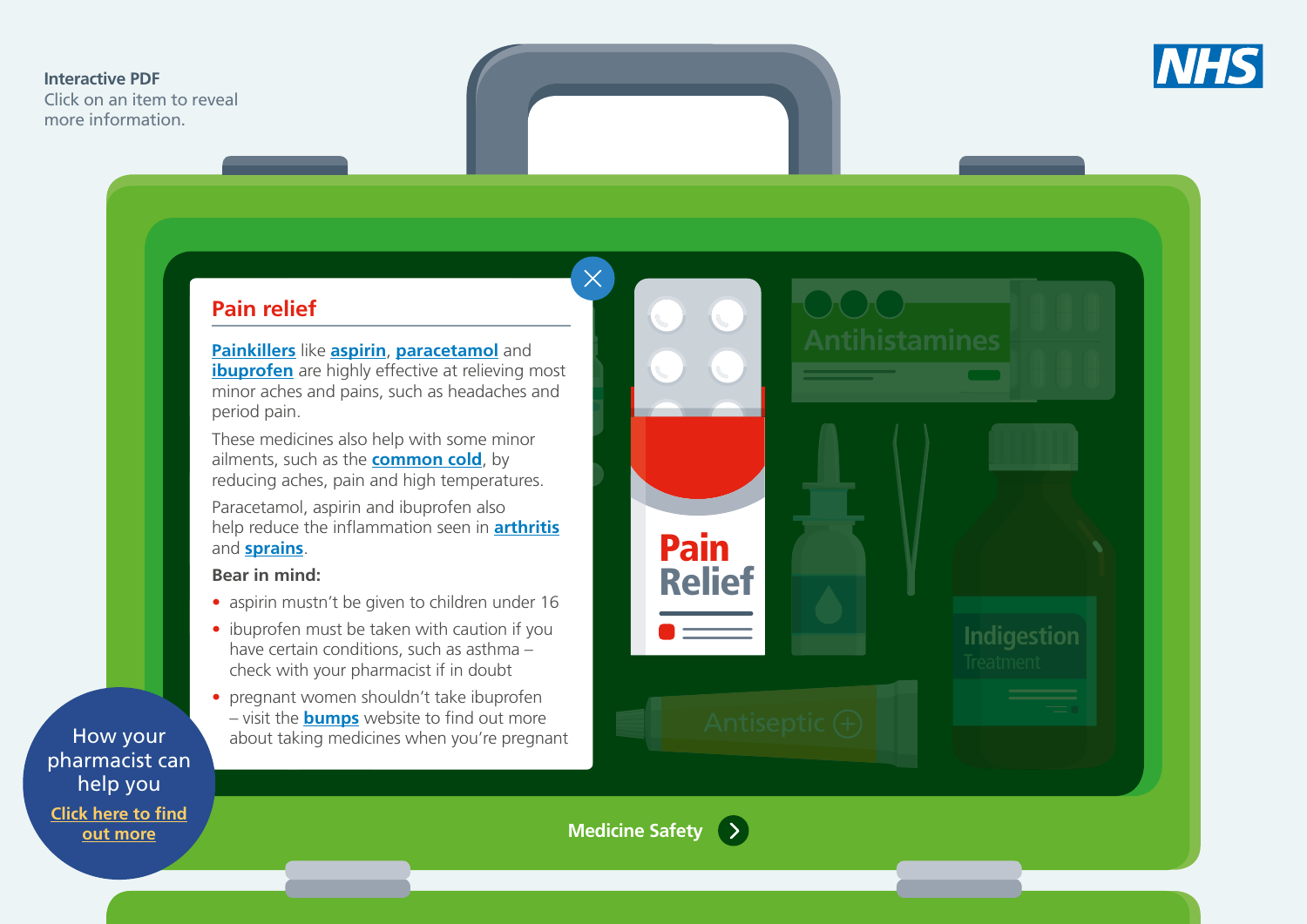Interactive PDF
Click on an item to reveal more information.

## Pain relief

**Painkillers** like **aspirin**, **paracetamol** and **ibuprofen** are highly effective at relieving most minor aches and pains, such as headaches and period pain.

These medicines also help with some minor ailments, such as the **common cold**, by reducing aches, pain and high temperatures.

Paracetamol, aspirin and ibuprofen also help reduce the inflammation seen in **arthritis** and **sprains**.

**Bear in mind:**

- aspirin mustn't be given to children under 16
- ibuprofen must be taken with caution if you have certain conditions, such as asthma – check with your pharmacist if in doubt
- pregnant women shouldn't take ibuprofen – visit the **bumps** website to find out more about taking medicines when you're pregnant

Pain Relief

Antihistamines

Indigestion Treatment

Antiseptic

How your pharmacist can help you

Click here to find out more

Medicine Safety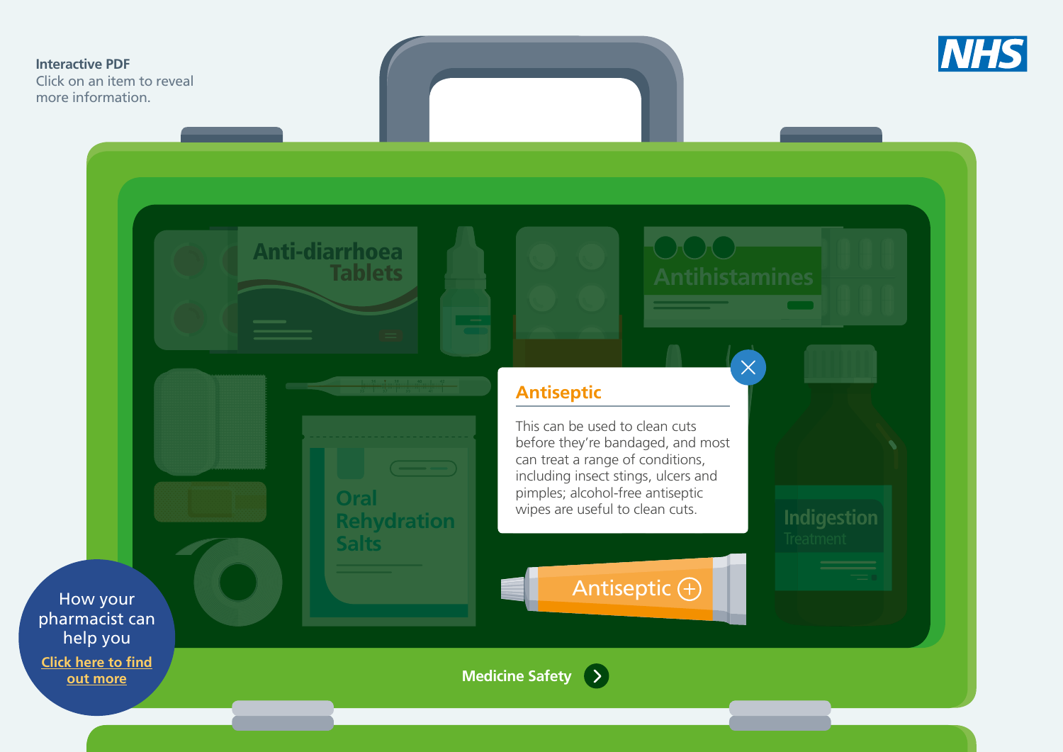**Interactive PDF**
Click on an item to reveal more information.

## Antiseptic

This can be used to clean cuts before they're bandaged, and most can treat a range of conditions, including insect stings, ulcers and pimples; alcohol-free antiseptic wipes are useful to clean cuts.

Anti-diarrhoea Tablets

Antihistamines

Oral Rehydration Salts

Indigestion Treatment

Antiseptic

How your pharmacist can help you

Click here to find out more

Medicine Safety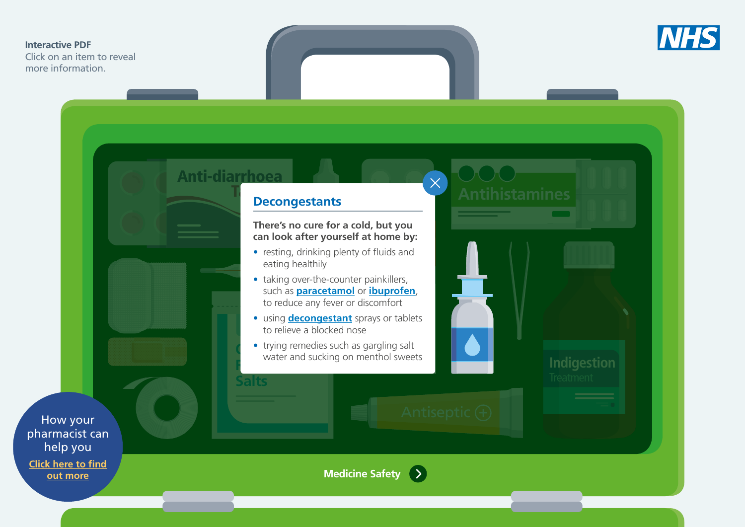Interactive PDF
Click on an item to reveal more information.

## Decongestants

**There's no cure for a cold, but you can look after yourself at home by:**

- resting, drinking plenty of fluids and eating healthily
- taking over-the-counter painkillers, such as paracetamol or ibuprofen, to reduce any fever or discomfort
- using decongestant sprays or tablets to relieve a blocked nose
- trying remedies such as gargling salt water and sucking on menthol sweets

How your pharmacist can help you
Click here to find out more

Medicine Safety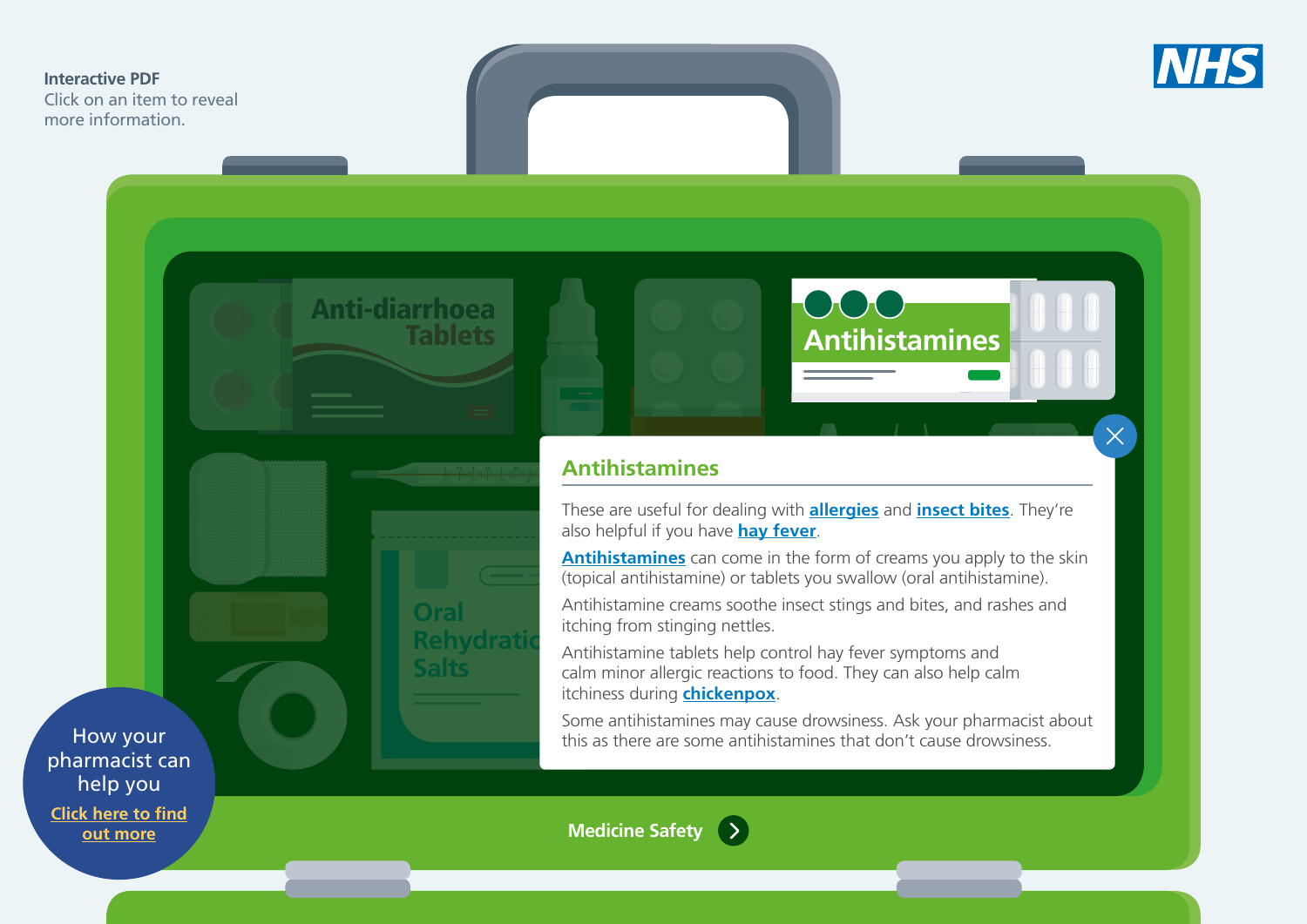Interactive PDF
Click on an item to reveal more information.

## Antihistamines

These are useful for dealing with **allergies** and **insect bites**. They're also helpful if you have **hay fever**.

**Antihistamines** can come in the form of creams you apply to the skin (topical antihistamine) or tablets you swallow (oral antihistamine).

Antihistamine creams soothe insect stings and bites, and rashes and itching from stinging nettles.

Antihistamine tablets help control hay fever symptoms and calm minor allergic reactions to food. They can also help calm itchiness during **chickenpox**.

Some antihistamines may cause drowsiness. Ask your pharmacist about this as there are some antihistamines that don't cause drowsiness.

How your pharmacist can help you

Click here to find out more

Medicine Safety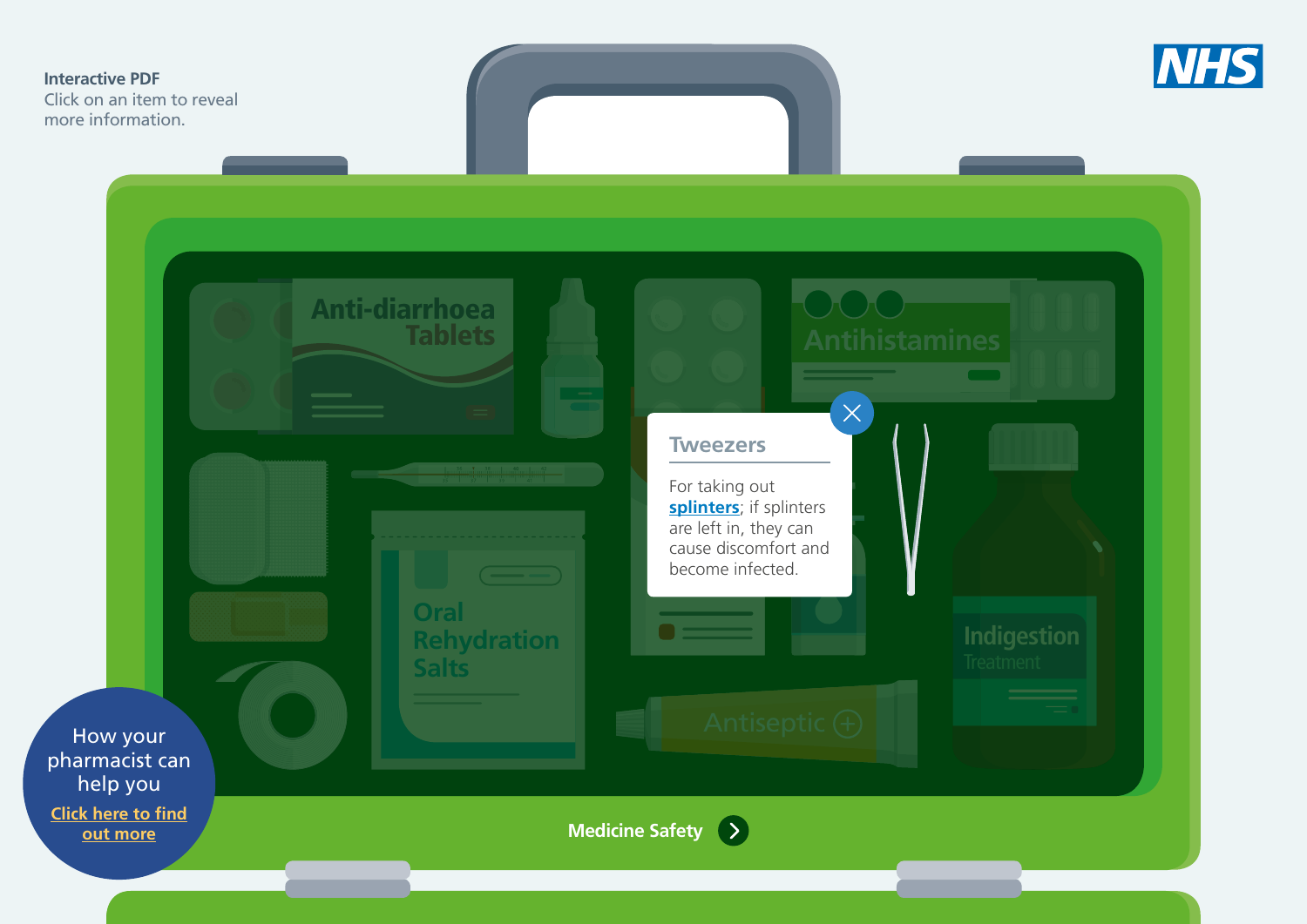**Interactive PDF**
Click on an item to reveal more information.

## Tweezers

For taking out splinters; if splinters are left in, they can cause discomfort and become infected.

How your pharmacist can help you
Click here to find out more

Medicine Safety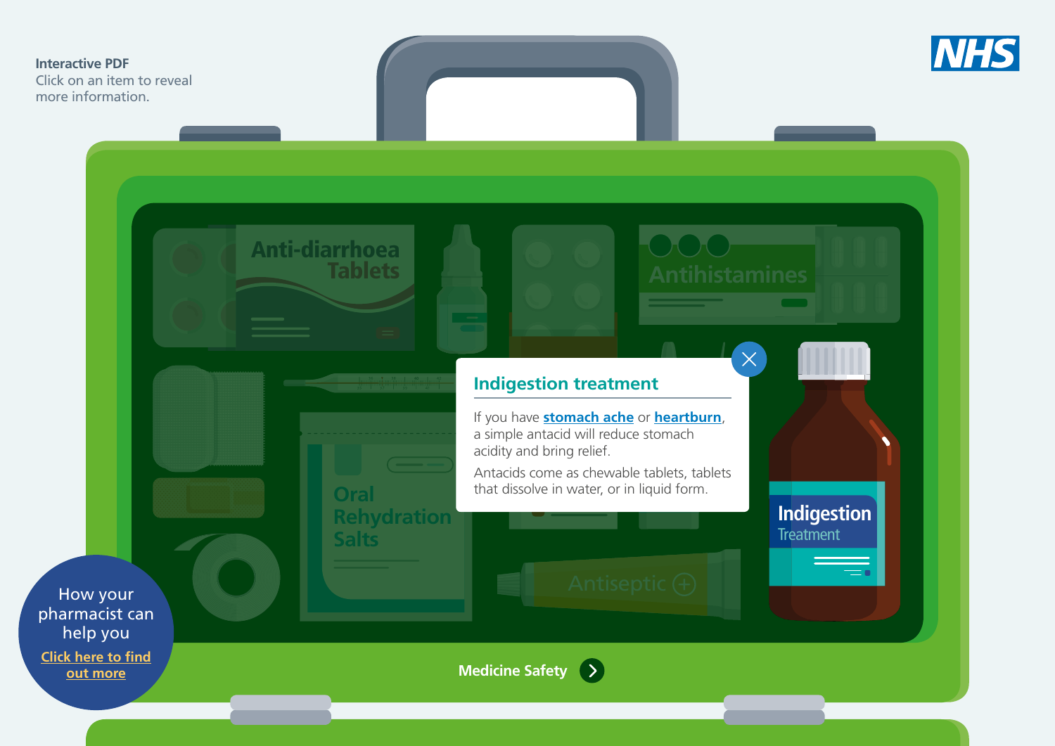**Interactive PDF**
Click on an item to reveal more information.

## Indigestion treatment

If you have **stomach ache** or **heartburn**, a simple antacid will reduce stomach acidity and bring relief.

Antacids come as chewable tablets, tablets that dissolve in water, or in liquid form.

How your pharmacist can help you
Click here to find out more

Medicine Safety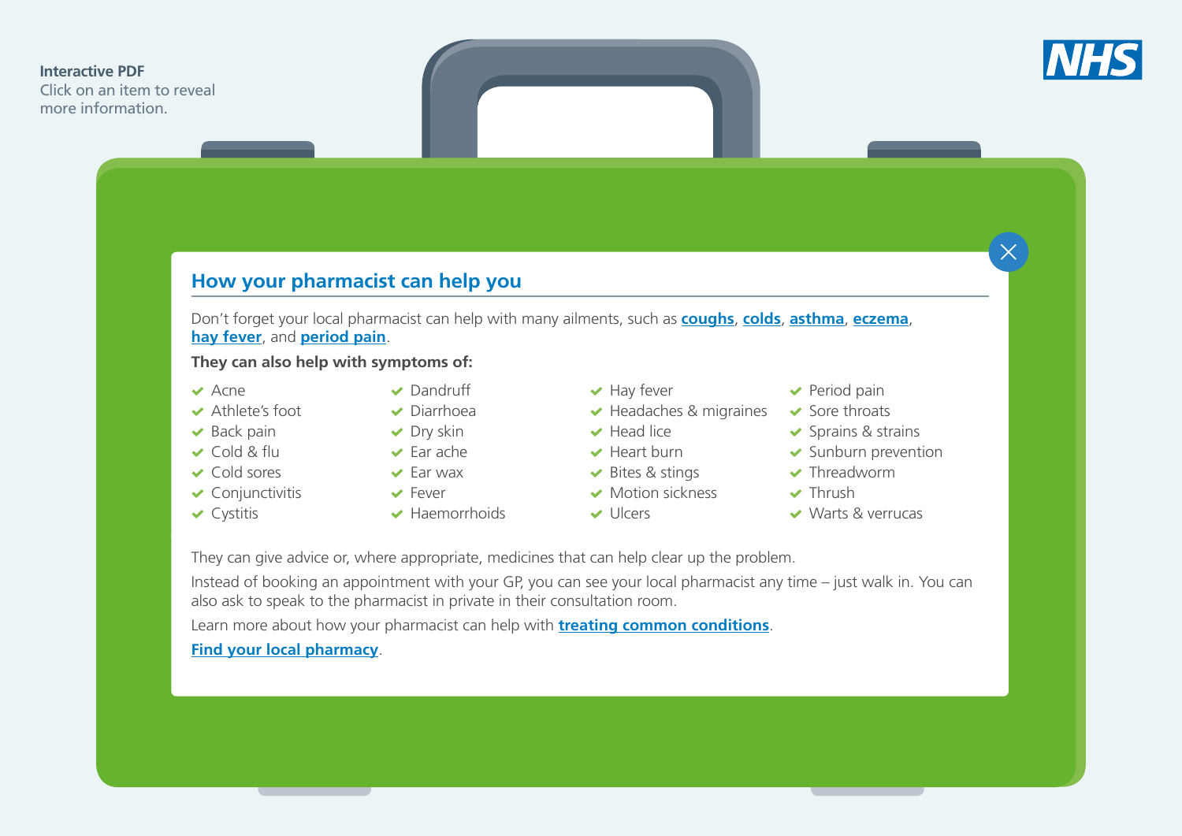Interactive PDF
Click on an item to reveal more information.

NHS

## How your pharmacist can help you

Don't forget your local pharmacist can help with many ailments, such as **coughs**, **colds**, **asthma**, **eczema**, **hay fever**, and **period pain**.

**They can also help with symptoms of:**

- Acne
- Athlete's foot
- Back pain
- Cold & flu
- Cold sores
- Conjunctivitis
- Cystitis
- Dandruff
- Diarrhoea
- Dry skin
- Ear ache
- Ear wax
- Fever
- Haemorrhoids
- Hay fever
- Headaches & migraines
- Head lice
- Heart burn
- Bites & stings
- Motion sickness
- Ulcers
- Period pain
- Sore throats
- Sprains & strains
- Sunburn prevention
- Threadworm
- Thrush
- Warts & verrucas

They can give advice or, where appropriate, medicines that can help clear up the problem.

Instead of booking an appointment with your GP, you can see your local pharmacist any time – just walk in. You can also ask to speak to the pharmacist in private in their consultation room.

Learn more about how your pharmacist can help with **treating common conditions**.

**Find your local pharmacy**.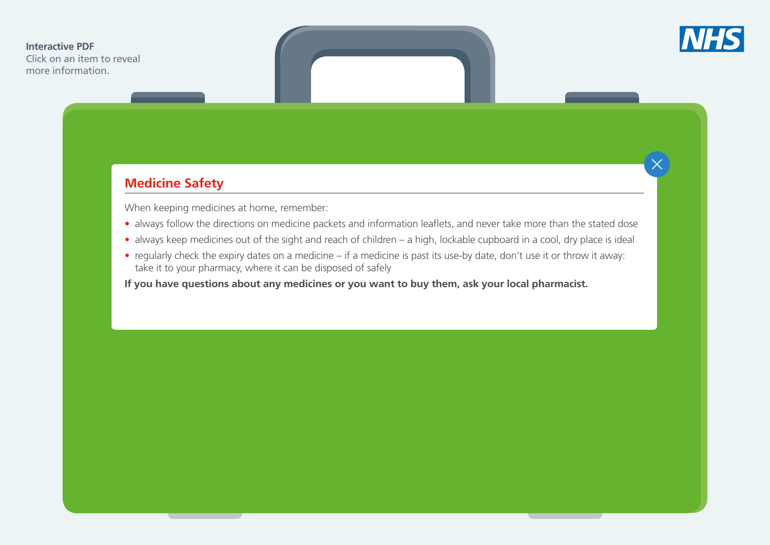**Interactive PDF**
Click on an item to reveal more information.

## Medicine Safety

When keeping medicines at home, remember:

- always follow the directions on medicine packets and information leaflets, and never take more than the stated dose
- always keep medicines out of the sight and reach of children – a high, lockable cupboard in a cool, dry place is ideal
- regularly check the expiry dates on a medicine – if a medicine is past its use-by date, don't use it or throw it away: take it to your pharmacy, where it can be disposed of safely

**If you have questions about any medicines or you want to buy them, ask your local pharmacist.**